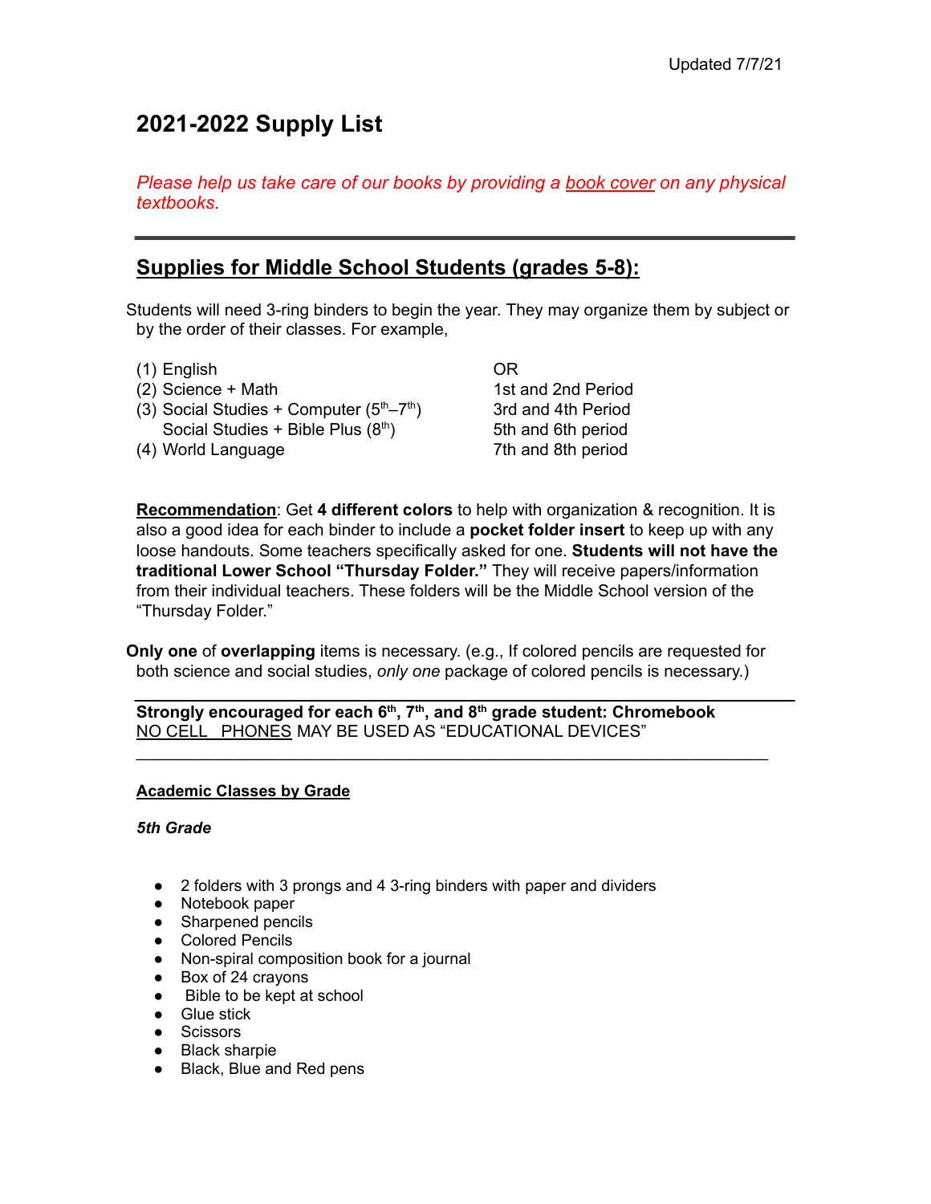Updated 7/7/21

# 2021-2022 Supply List

*Please help us take care of our books by providing a book cover on any physical textbooks.*

---

## Supplies for Middle School Students (grades 5-8):

Students will need 3-ring binders to begin the year. They may organize them by subject or by the order of their classes. For example,

| | | |
|---|---|---|
| (1) English | OR | 1st and 2nd Period |
| (2) Science + Math | | 3rd and 4th Period |
| (3) Social Studies + Computer (5th–7th) Social Studies + Bible Plus (8th) | | 5th and 6th period |
| (4) World Language | | 7th and 8th period |

**Recommendation**: Get **4 different colors** to help with organization & recognition. It is also a good idea for each binder to include a **pocket folder insert** to keep up with any loose handouts. Some teachers specifically asked for one. **Students will not have the traditional Lower School "Thursday Folder."** They will receive papers/information from their individual teachers. These folders will be the Middle School version of the "Thursday Folder."

**Only one** of **overlapping** items is necessary. (e.g., If colored pencils are requested for both science and social studies, *only one* package of colored pencils is necessary.)

---

**Strongly encouraged for each 6th, 7th, and 8th grade student: Chromebook**
NO CELL PHONES MAY BE USED AS "EDUCATIONAL DEVICES"

---

### Academic Classes by Grade

#### *5th Grade*

- 2 folders with 3 prongs and 4 3-ring binders with paper and dividers
- Notebook paper
- Sharpened pencils
- Colored Pencils
- Non-spiral composition book for a journal
- Box of 24 crayons
- Bible to be kept at school
- Glue stick
- Scissors
- Black sharpie
- Black, Blue and Red pens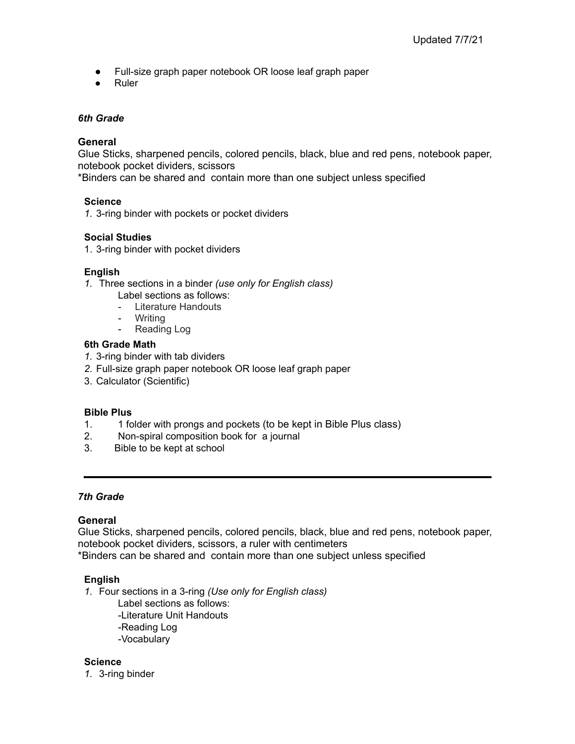- Full-size graph paper notebook OR loose leaf graph paper
- Ruler

***6th Grade***

**General**
Glue Sticks, sharpened pencils, colored pencils, black, blue and red pens, notebook paper, notebook pocket dividers, scissors
*Binders can be shared and contain more than one subject unless specified

**Science**
1. 3-ring binder with pockets or pocket dividers

**Social Studies**
1. 3-ring binder with pocket dividers

**English**
1. Three sections in a binder *(use only for English class)*
   Label sections as follows:
   - Literature Handouts
   - Writing
   - Reading Log

**6th Grade Math**
1. 3-ring binder with tab dividers
2. Full-size graph paper notebook OR loose leaf graph paper
3. Calculator (Scientific)

**Bible Plus**
1. 1 folder with prongs and pockets (to be kept in Bible Plus class)
2. Non-spiral composition book for a journal
3. Bible to be kept at school

---

***7th Grade***

**General**
Glue Sticks, sharpened pencils, colored pencils, black, blue and red pens, notebook paper, notebook pocket dividers, scissors, a ruler with centimeters
*Binders can be shared and contain more than one subject unless specified

**English**
1. Four sections in a 3-ring *(Use only for English class)*
   Label sections as follows:
   -Literature Unit Handouts
   -Reading Log
   -Vocabulary

**Science**
1. 3-ring binder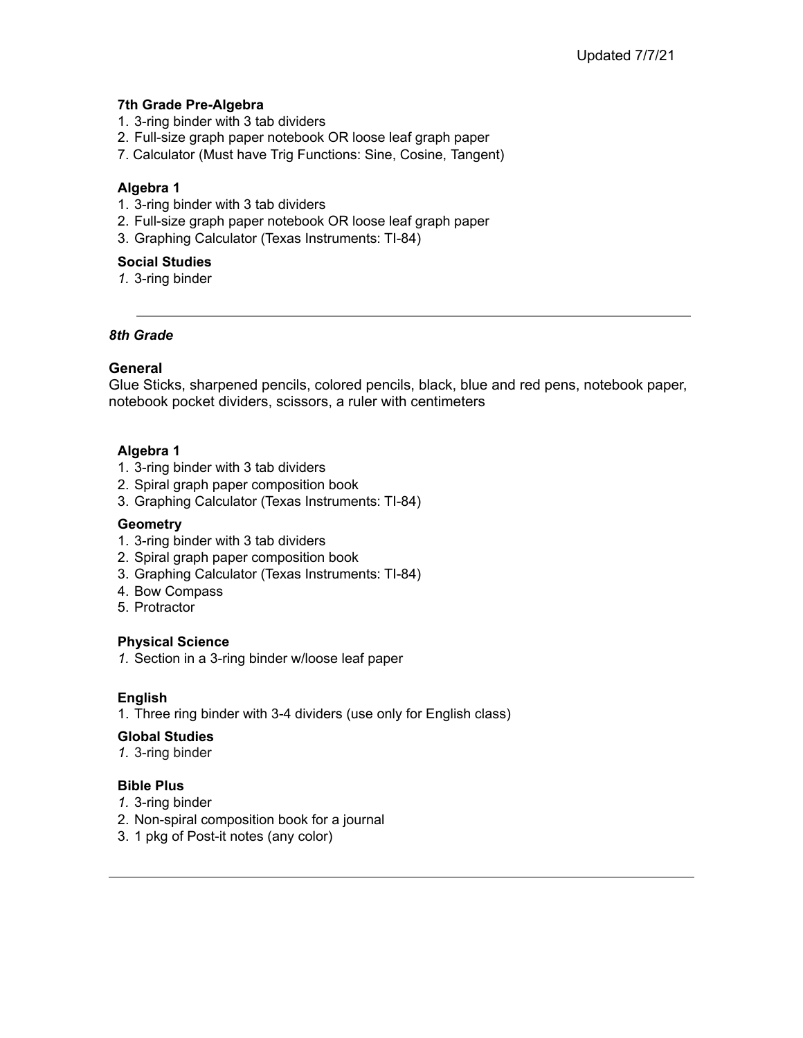Updated 7/7/21

**7th Grade Pre-Algebra**

1. 3-ring binder with 3 tab dividers
2. Full-size graph paper notebook OR loose leaf graph paper
7. Calculator (Must have Trig Functions: Sine, Cosine, Tangent)

**Algebra 1**

1. 3-ring binder with 3 tab dividers
2. Full-size graph paper notebook OR loose leaf graph paper
3. Graphing Calculator (Texas Instruments: TI-84)

**Social Studies**

1. 3-ring binder

---

***8th Grade***

**General**

Glue Sticks, sharpened pencils, colored pencils, black, blue and red pens, notebook paper, notebook pocket dividers, scissors, a ruler with centimeters

**Algebra 1**

1. 3-ring binder with 3 tab dividers
2. Spiral graph paper composition book
3. Graphing Calculator (Texas Instruments: TI-84)

**Geometry**

1. 3-ring binder with 3 tab dividers
2. Spiral graph paper composition book
3. Graphing Calculator (Texas Instruments: TI-84)
4. Bow Compass
5. Protractor

**Physical Science**

1. Section in a 3-ring binder w/loose leaf paper

**English**

1. Three ring binder with 3-4 dividers (use only for English class)

**Global Studies**

1. 3-ring binder

**Bible Plus**

1. 3-ring binder
2. Non-spiral composition book for a journal
3. 1 pkg of Post-it notes (any color)

---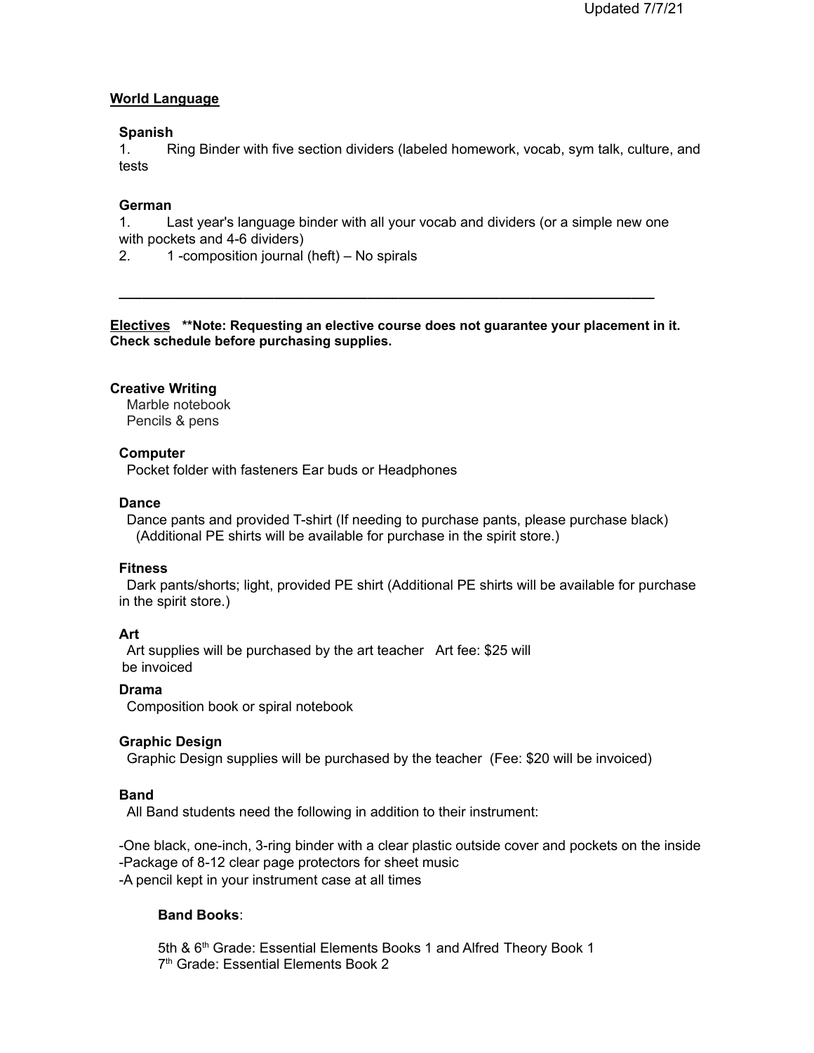## World Language

### Spanish

1. Ring Binder with five section dividers (labeled homework, vocab, sym talk, culture, and tests

### German

1. Last year's language binder with all your vocab and dividers (or a simple new one with pockets and 4-6 dividers)
2. 1 -composition journal (heft) – No spirals

---

**Electives** **\*\*Note: Requesting an elective course does not guarantee your placement in it. Check schedule before purchasing supplies.**

### Creative Writing

Marble notebook
Pencils & pens

### Computer

Pocket folder with fasteners Ear buds or Headphones

### Dance

Dance pants and provided T-shirt (If needing to purchase pants, please purchase black)
(Additional PE shirts will be available for purchase in the spirit store.)

### Fitness

Dark pants/shorts; light, provided PE shirt (Additional PE shirts will be available for purchase in the spirit store.)

### Art

Art supplies will be purchased by the art teacher Art fee: $25 will be invoiced

### Drama

Composition book or spiral notebook

### Graphic Design

Graphic Design supplies will be purchased by the teacher (Fee: $20 will be invoiced)

### Band

All Band students need the following in addition to their instrument:

-One black, one-inch, 3-ring binder with a clear plastic outside cover and pockets on the inside
-Package of 8-12 clear page protectors for sheet music
-A pencil kept in your instrument case at all times

**Band Books**:

5th & 6th Grade: Essential Elements Books 1 and Alfred Theory Book 1
7th Grade: Essential Elements Book 2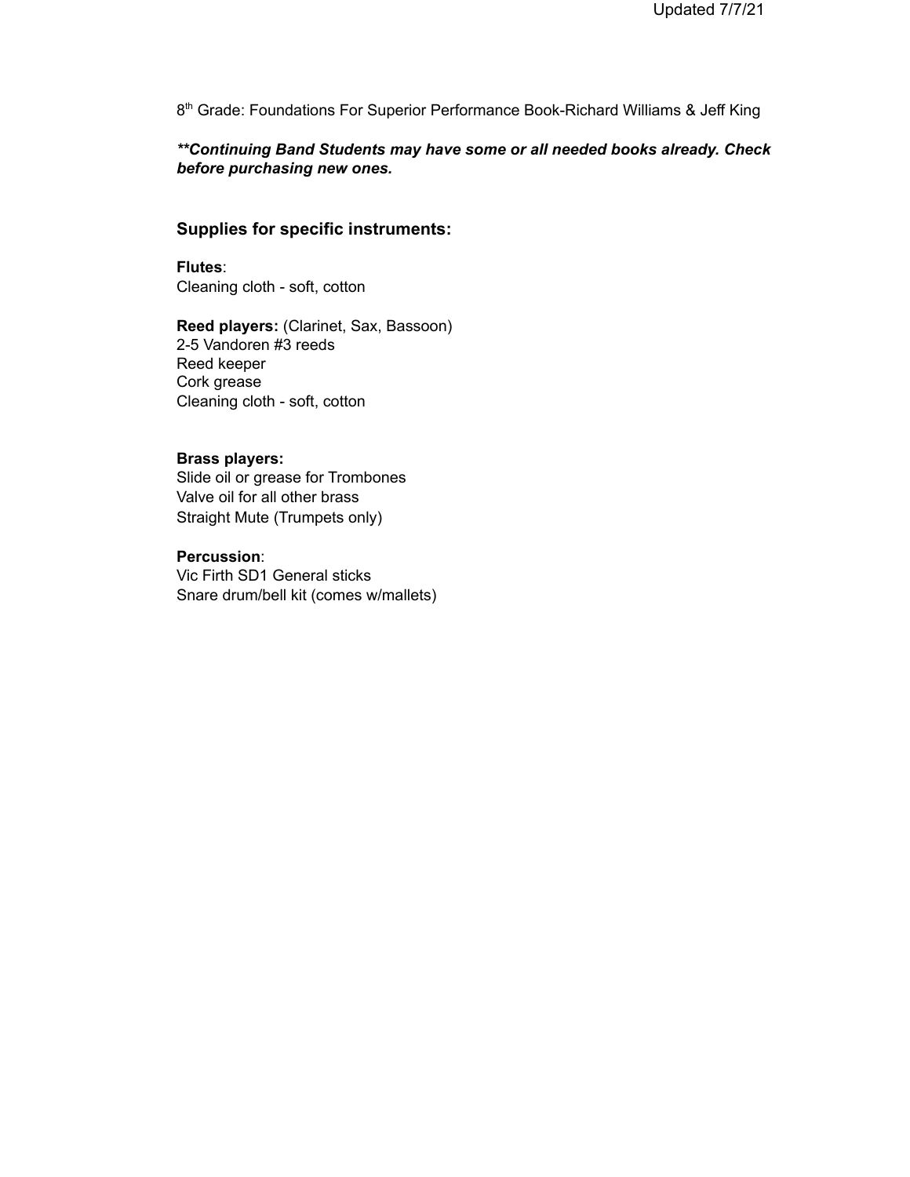8th Grade: Foundations For Superior Performance Book-Richard Williams & Jeff King

***Continuing Band Students may have some or all needed books already. Check before purchasing new ones.**

### Supplies for specific instruments:

**Flutes**:
Cleaning cloth - soft, cotton

**Reed players:** (Clarinet, Sax, Bassoon)
2-5 Vandoren #3 reeds
Reed keeper
Cork grease
Cleaning cloth - soft, cotton

**Brass players:**
Slide oil or grease for Trombones
Valve oil for all other brass
Straight Mute (Trumpets only)

**Percussion**:
Vic Firth SD1 General sticks
Snare drum/bell kit (comes w/mallets)